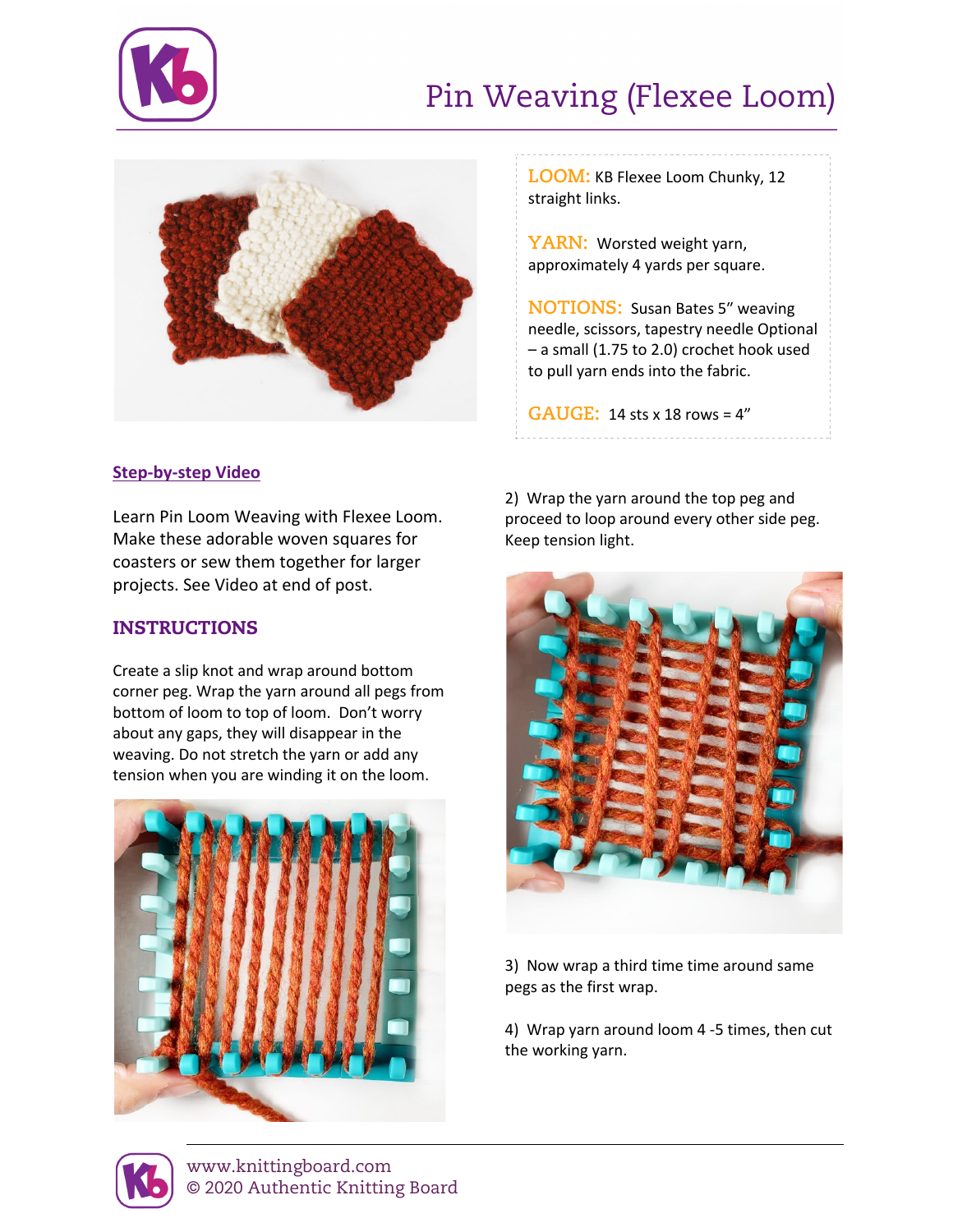# Pin Weaving (Flexee Loom)

**LOOM:** KB Flexee Loom Chunky, 12 straight links.

**YARN:** Worsted weight yarn, approximately 4 yards per square.

**NOTIONS:** Susan Bates 5" weaving needle, scissors, tapestry needle Optional – a small (1.75 to 2.0) crochet hook used to pull yarn ends into the fabric.

**GAUGE:** 14 sts x 18 rows = 4"

**Step-by-step Video**

Learn Pin Loom Weaving with Flexee Loom. Make these adorable woven squares for coasters or sew them together for larger projects. See Video at end of post.

## INSTRUCTIONS

Create a slip knot and wrap around bottom corner peg. Wrap the yarn around all pegs from bottom of loom to top of loom. Don't worry about any gaps, they will disappear in the weaving. Do not stretch the yarn or add any tension when you are winding it on the loom.

2) Wrap the yarn around the top peg and proceed to loop around every other side peg. Keep tension light.

3) Now wrap a third time time around same pegs as the first wrap.

4) Wrap yarn around loom 4 -5 times, then cut the working yarn.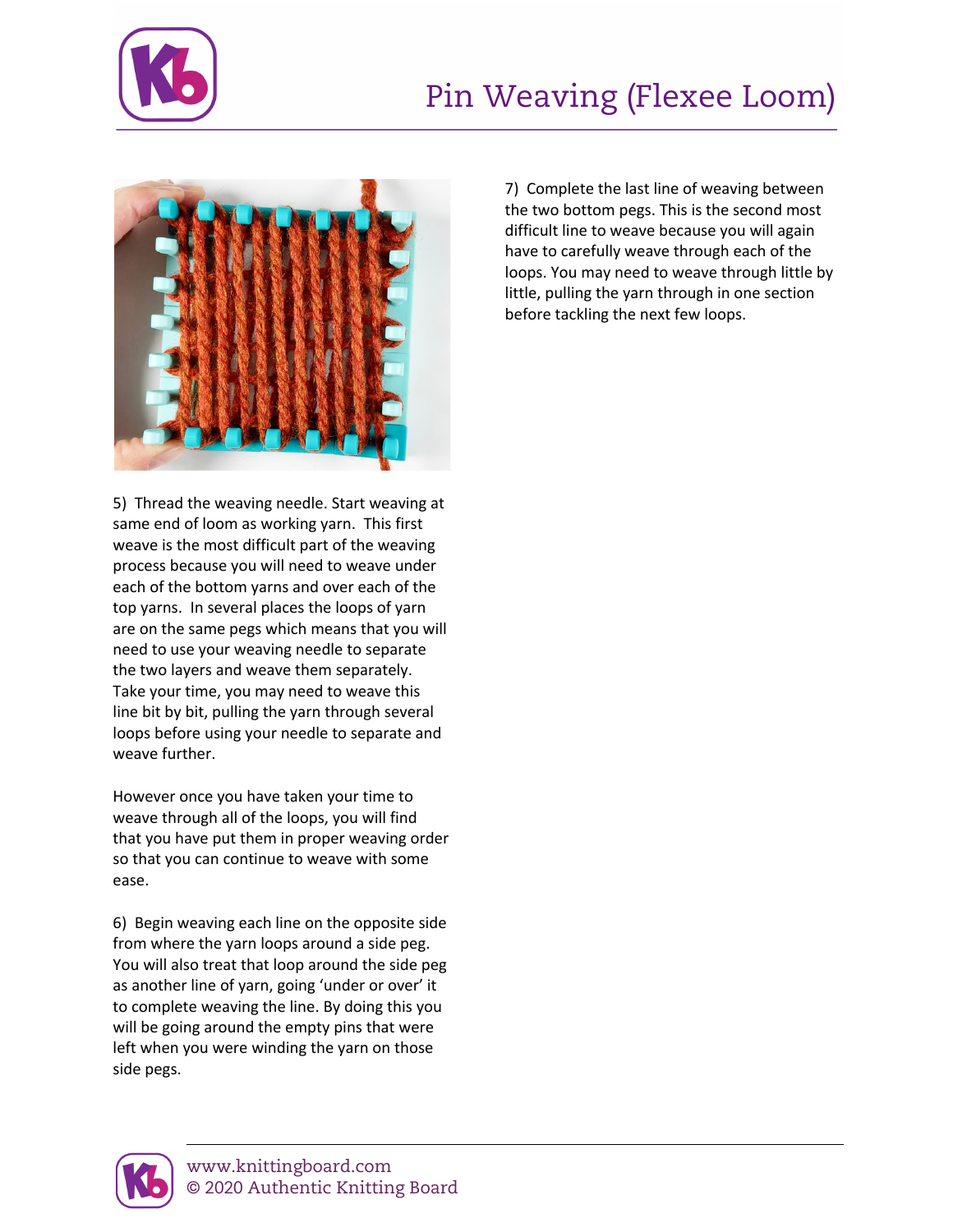5) Thread the weaving needle. Start weaving at same end of loom as working yarn. This first weave is the most difficult part of the weaving process because you will need to weave under each of the bottom yarns and over each of the top yarns. In several places the loops of yarn are on the same pegs which means that you will need to use your weaving needle to separate the two layers and weave them separately. Take your time, you may need to weave this line bit by bit, pulling the yarn through several loops before using your needle to separate and weave further.

However once you have taken your time to weave through all of the loops, you will find that you have put them in proper weaving order so that you can continue to weave with some ease.

6) Begin weaving each line on the opposite side from where the yarn loops around a side peg. You will also treat that loop around the side peg as another line of yarn, going 'under or over' it to complete weaving the line. By doing this you will be going around the empty pins that were left when you were winding the yarn on those side pegs.

7) Complete the last line of weaving between the two bottom pegs. This is the second most difficult line to weave because you will again have to carefully weave through each of the loops. You may need to weave through little by little, pulling the yarn through in one section before tackling the next few loops.